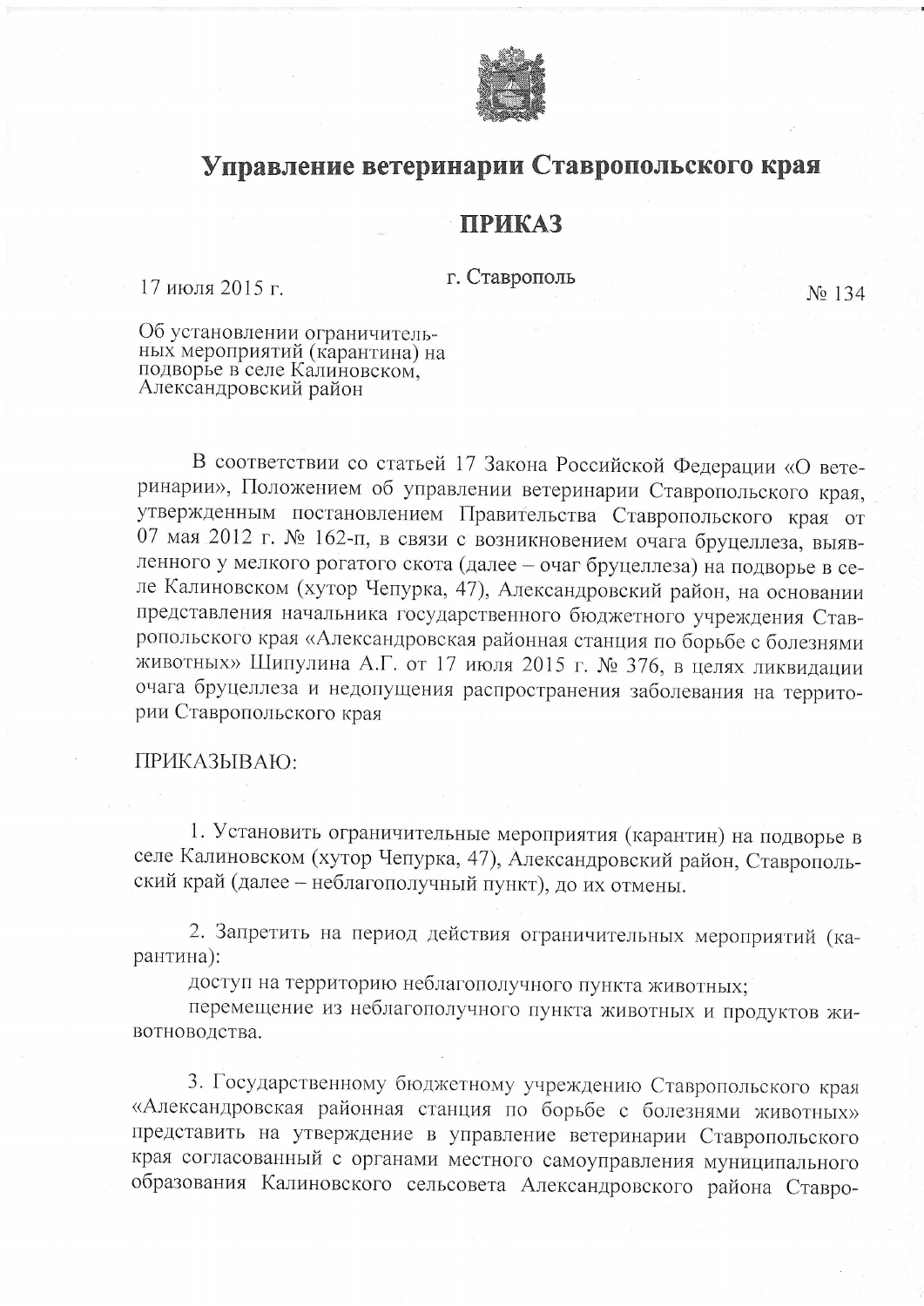# Управление ветеринарии Ставропольского края

## ПРИКАЗ

17 июля 2015 г. г. Ставрополь № 134

Об установлении ограничительных мероприятий (карантина) на подворье в селе Калиновском, Александровский район

В соответствии со статьей 17 Закона Российской Федерации «О ветеринарии», Положением об управлении ветеринарии Ставропольского края, утвержденным постановлением Правительства Ставропольского края от 07 мая 2012 г. № 162-п, в связи с возникновением очага бруцеллеза, выявленного у мелкого рогатого скота (далее – очаг бруцеллеза) на подворье в селе Калиновском (хутор Чепурка, 47), Александровский район, на основании представления начальника государственного бюджетного учреждения Ставропольского края «Александровская районная станция по борьбе с болезнями животных» Шипулина А.Г. от 17 июля 2015 г. № 376, в целях ликвидации очага бруцеллеза и недопущения распространения заболевания на территории Ставропольского края

ПРИКАЗЫВАЮ:

1. Установить ограничительные мероприятия (карантин) на подворье в селе Калиновском (хутор Чепурка, 47), Александровский район, Ставропольский край (далее – неблагополучный пункт), до их отмены.

2. Запретить на период действия ограничительных мероприятий (карантина):

доступ на территорию неблагополучного пункта животных;

перемещение из неблагополучного пункта животных и продуктов животноводства.

3. Государственному бюджетному учреждению Ставропольского края «Александровская районная станция по борьбе с болезнями животных» представить на утверждение в управление ветеринарии Ставропольского края согласованный с органами местного самоуправления муниципального образования Калиновского сельсовета Александровского района Ставро-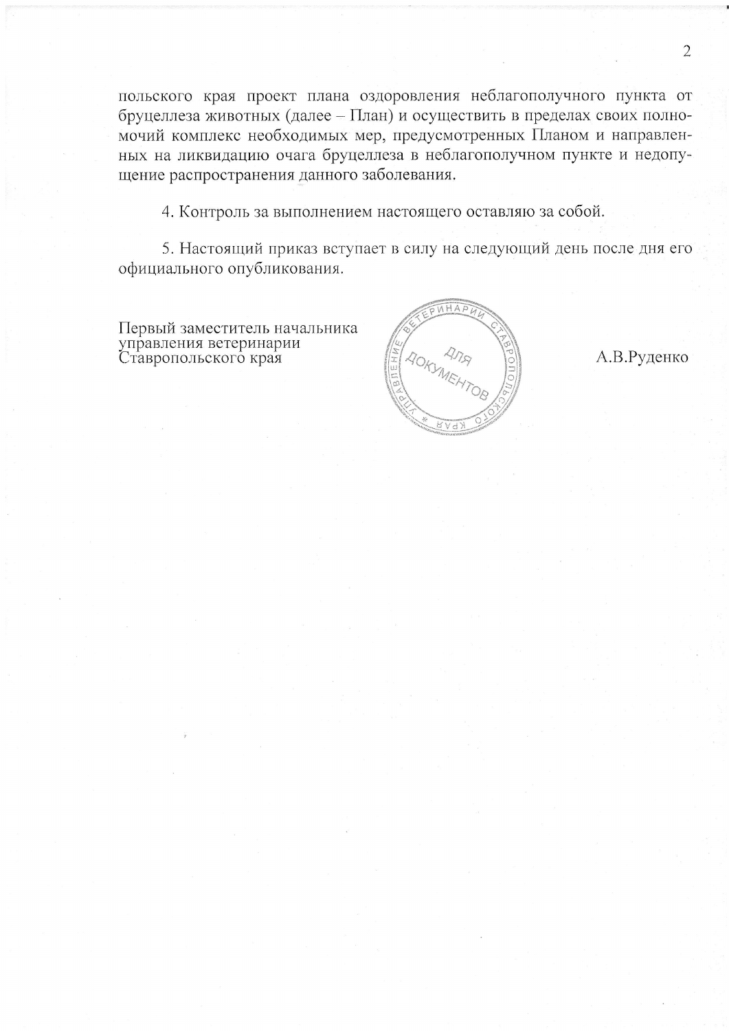польского края проект плана оздоровления неблагополучного пункта от бруцеллеза животных (далее – План) и осуществить в пределах своих полномочий комплекс необходимых мер, предусмотренных Планом и направленных на ликвидацию очага бруцеллеза в неблагополучном пункте и недопущение распространения данного заболевания.

4. Контроль за выполнением настоящего оставляю за собой.

5. Настоящий приказ вступает в силу на следующий день после дня его официального опубликования.

Первый заместитель начальника
управления ветеринарии
Ставропольского края

А.В.Руденко